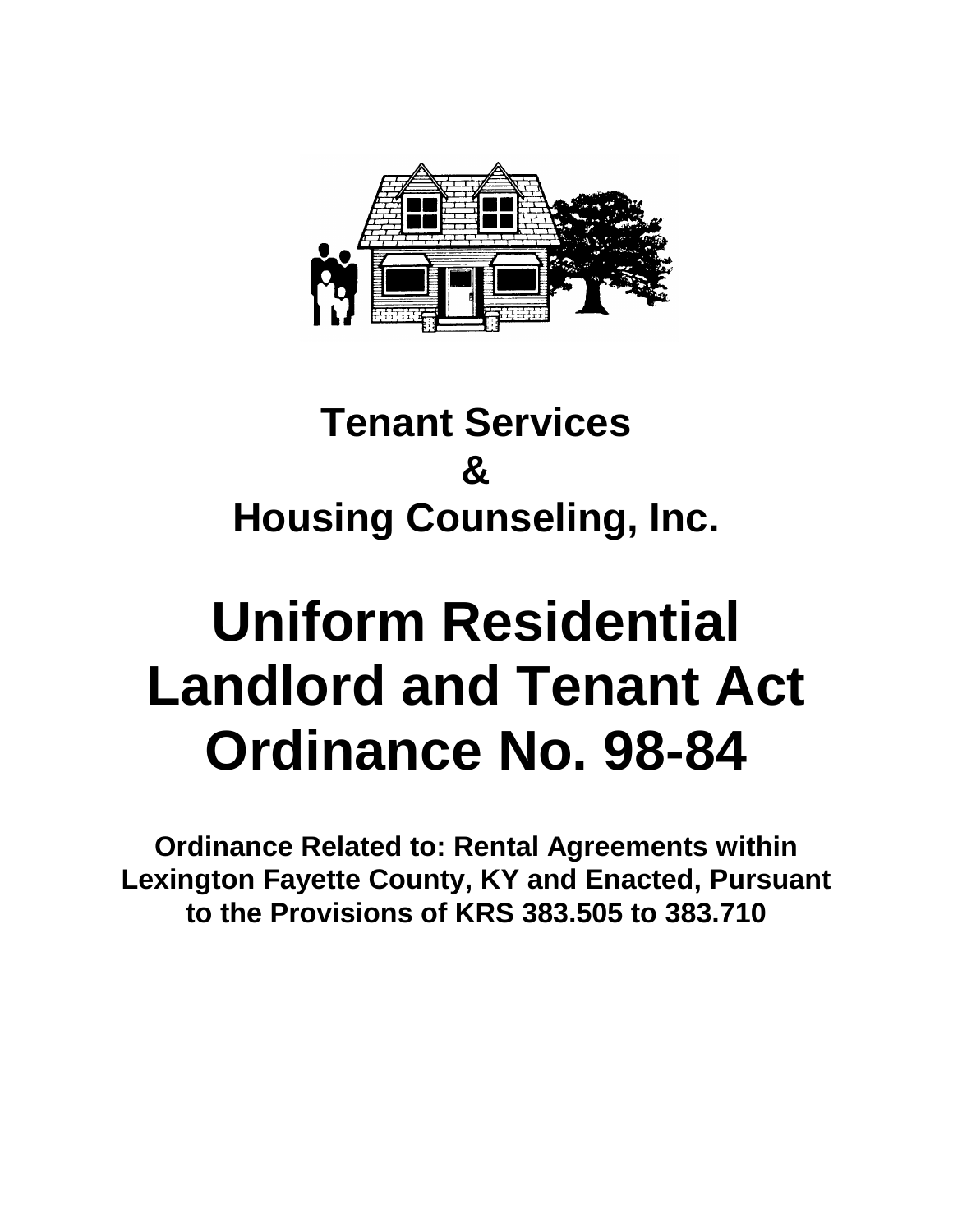## Tenant Services
## &
## Housing Counseling, Inc.

# Uniform Residential Landlord and Tenant Act Ordinance No. 98-84

**Ordinance Related to: Rental Agreements within Lexington Fayette County, KY and Enacted, Pursuant to the Provisions of KRS 383.505 to 383.710**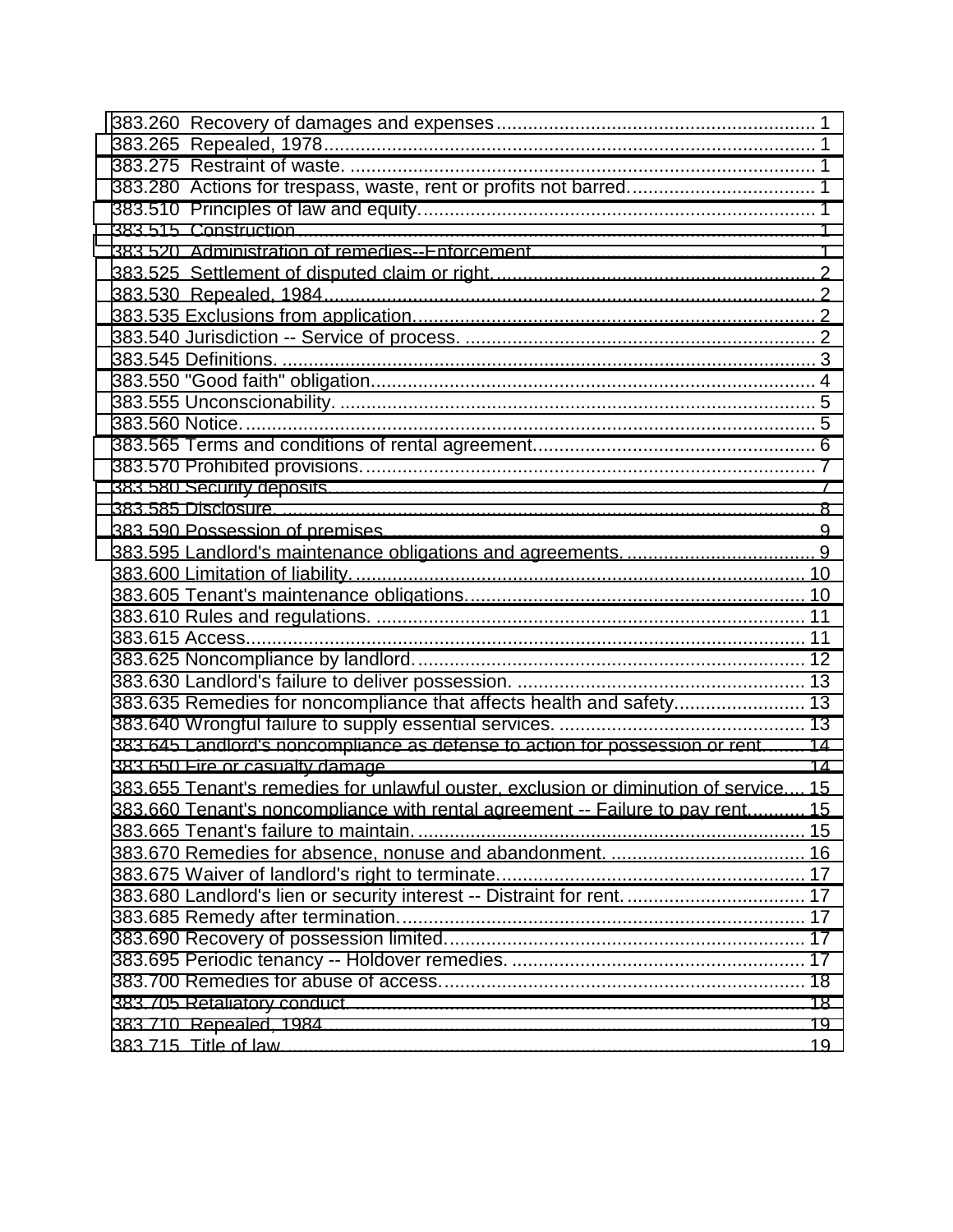383.260 Recovery of damages and expenses ............................................................ 1
383.265 Repealed, 1978 .............................................................................................. 1
383.275 Restraint of waste. .......................................................................................... 1
383.280 Actions for trespass, waste, rent or profits not barred .................................... 1
383.510 Principles of law and equity ........................................................................... 1
383.515 Construction .................................................................................................. 1
383.520 Administration of remedies--Enforcement ...................................................... 1
383.525 Settlement of disputed claim or right ............................................................. 2
383.530 Repealed, 1984 .............................................................................................. 2
383.535 Exclusions from application ............................................................................ 2
383.540 Jurisdiction -- Service of process. .................................................................. 2
383.545 Definitions. ..................................................................................................... 3
383.550 "Good faith" obligation ..................................................................................... 4
383.555 Unconscionability. ........................................................................................... 5
383.560 Notice ............................................................................................................. 5
383.565 Terms and conditions of rental agreement ..................................................... 6
383.570 Prohibited provisions ....................................................................................... 7
383.580 Security deposits ............................................................................................ 7
383.585 Disclosure. ...................................................................................................... 8
383.590 Possession of premises .................................................................................. 9
383.595 Landlord's maintenance obligations and agreements. .................................... 9
383.600 Limitation of liability ......................................................................................... 10
383.605 Tenant's maintenance obligations ................................................................... 10
383.610 Rules and regulations. .................................................................................... 11
383.615 Access ............................................................................................................ 11
383.625 Noncompliance by landlord ............................................................................. 12
383.630 Landlord's failure to deliver possession. ......................................................... 13
383.635 Remedies for noncompliance that affects health and safety ........................... 13
383.640 Wrongful failure to supply essential services. ................................................ 13
383.645 Landlord's noncompliance as defense to action for possession or rent ......... 14
383.650 Fire or casualty damage ................................................................................. 14
383.655 Tenant's remedies for unlawful ouster, exclusion or diminution of service .... 15
383.660 Tenant's noncompliance with rental agreement -- Failure to pay rent ............ 15
383.665 Tenant's failure to maintain ............................................................................. 15
383.670 Remedies for absence, nonuse and abandonment. ...................................... 16
383.675 Waiver of landlord's right to terminate ............................................................ 17
383.680 Landlord's lien or security interest -- Distraint for rent .................................... 17
383.685 Remedy after termination ............................................................................... 17
383.690 Recovery of possession limited ...................................................................... 17
383.695 Periodic tenancy -- Holdover remedies. ......................................................... 17
383.700 Remedies for abuse of access ........................................................................ 18
383.705 Retaliatory conduct. ........................................................................................ 18
383.710 Repealed, 1984 .............................................................................................. 19
383.715 Title of law ...................................................................................................... 19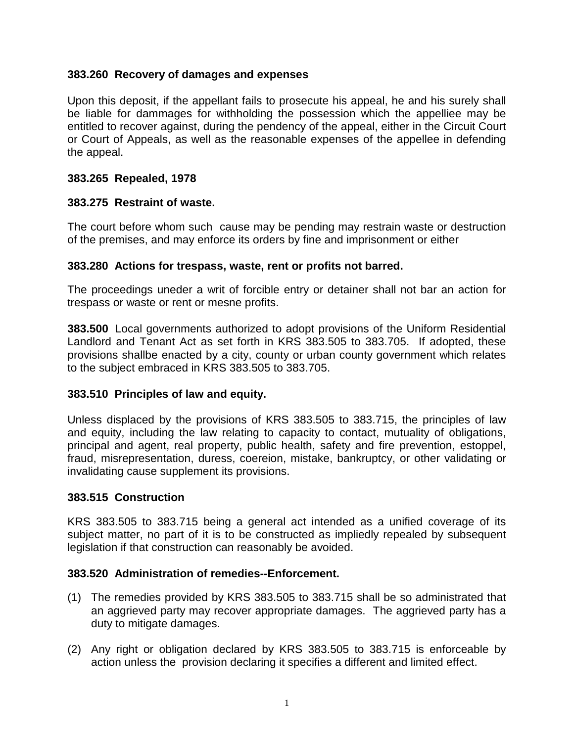**383.260 Recovery of damages and expenses**

Upon this deposit, if the appellant fails to prosecute his appeal, he and his surely shall be liable for dammages for withholding the possession which the appelliee may be entitled to recover against, during the pendency of the appeal, either in the Circuit Court or Court of Appeals, as well as the reasonable expenses of the appellee in defending the appeal.

**383.265 Repealed, 1978**

**383.275 Restraint of waste.**

The court before whom such cause may be pending may restrain waste or destruction of the premises, and may enforce its orders by fine and imprisonment or either

**383.280 Actions for trespass, waste, rent or profits not barred.**

The proceedings uneder a writ of forcible entry or detainer shall not bar an action for trespass or waste or rent or mesne profits.

**383.500** Local governments authorized to adopt provisions of the Uniform Residential Landlord and Tenant Act as set forth in KRS 383.505 to 383.705. If adopted, these provisions shallbe enacted by a city, county or urban county government which relates to the subject embraced in KRS 383.505 to 383.705.

**383.510 Principles of law and equity.**

Unless displaced by the provisions of KRS 383.505 to 383.715, the principles of law and equity, including the law relating to capacity to contact, mutuality of obligations, principal and agent, real property, public health, safety and fire prevention, estoppel, fraud, misrepresentation, duress, coereion, mistake, bankruptcy, or other validating or invalidating cause supplement its provisions.

**383.515 Construction**

KRS 383.505 to 383.715 being a general act intended as a unified coverage of its subject matter, no part of it is to be constructed as impliedly repealed by subsequent legislation if that construction can reasonably be avoided.

**383.520 Administration of remedies--Enforcement.**

(1) The remedies provided by KRS 383.505 to 383.715 shall be so administrated that an aggrieved party may recover appropriate damages. The aggrieved party has a duty to mitigate damages.

(2) Any right or obligation declared by KRS 383.505 to 383.715 is enforceable by action unless the provision declaring it specifies a different and limited effect.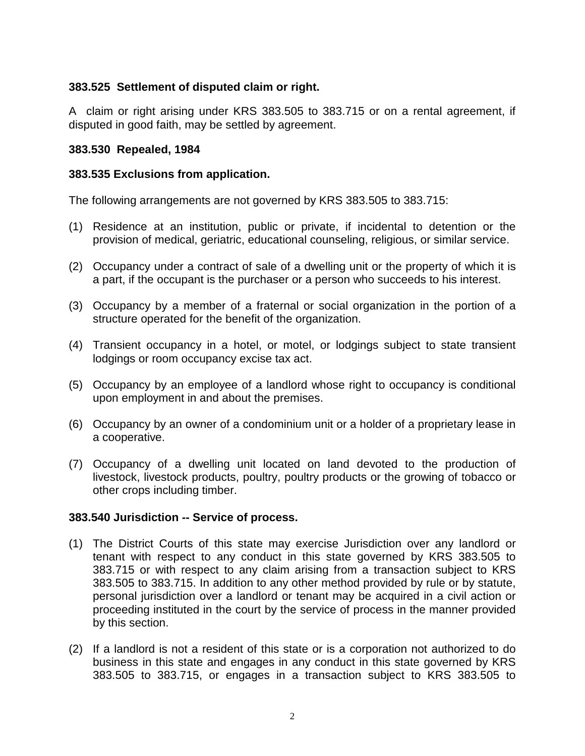**383.525 Settlement of disputed claim or right.**

A claim or right arising under KRS 383.505 to 383.715 or on a rental agreement, if disputed in good faith, may be settled by agreement.

**383.530 Repealed, 1984**

**383.535 Exclusions from application.**

The following arrangements are not governed by KRS 383.505 to 383.715:

(1) Residence at an institution, public or private, if incidental to detention or the provision of medical, geriatric, educational counseling, religious, or similar service.

(2) Occupancy under a contract of sale of a dwelling unit or the property of which it is a part, if the occupant is the purchaser or a person who succeeds to his interest.

(3) Occupancy by a member of a fraternal or social organization in the portion of a structure operated for the benefit of the organization.

(4) Transient occupancy in a hotel, or motel, or lodgings subject to state transient lodgings or room occupancy excise tax act.

(5) Occupancy by an employee of a landlord whose right to occupancy is conditional upon employment in and about the premises.

(6) Occupancy by an owner of a condominium unit or a holder of a proprietary lease in a cooperative.

(7) Occupancy of a dwelling unit located on land devoted to the production of livestock, livestock products, poultry, poultry products or the growing of tobacco or other crops including timber.

**383.540 Jurisdiction -- Service of process.**

(1) The District Courts of this state may exercise Jurisdiction over any landlord or tenant with respect to any conduct in this state governed by KRS 383.505 to 383.715 or with respect to any claim arising from a transaction subject to KRS 383.505 to 383.715. In addition to any other method provided by rule or by statute, personal jurisdiction over a landlord or tenant may be acquired in a civil action or proceeding instituted in the court by the service of process in the manner provided by this section.

(2) If a landlord is not a resident of this state or is a corporation not authorized to do business in this state and engages in any conduct in this state governed by KRS 383.505 to 383.715, or engages in a transaction subject to KRS 383.505 to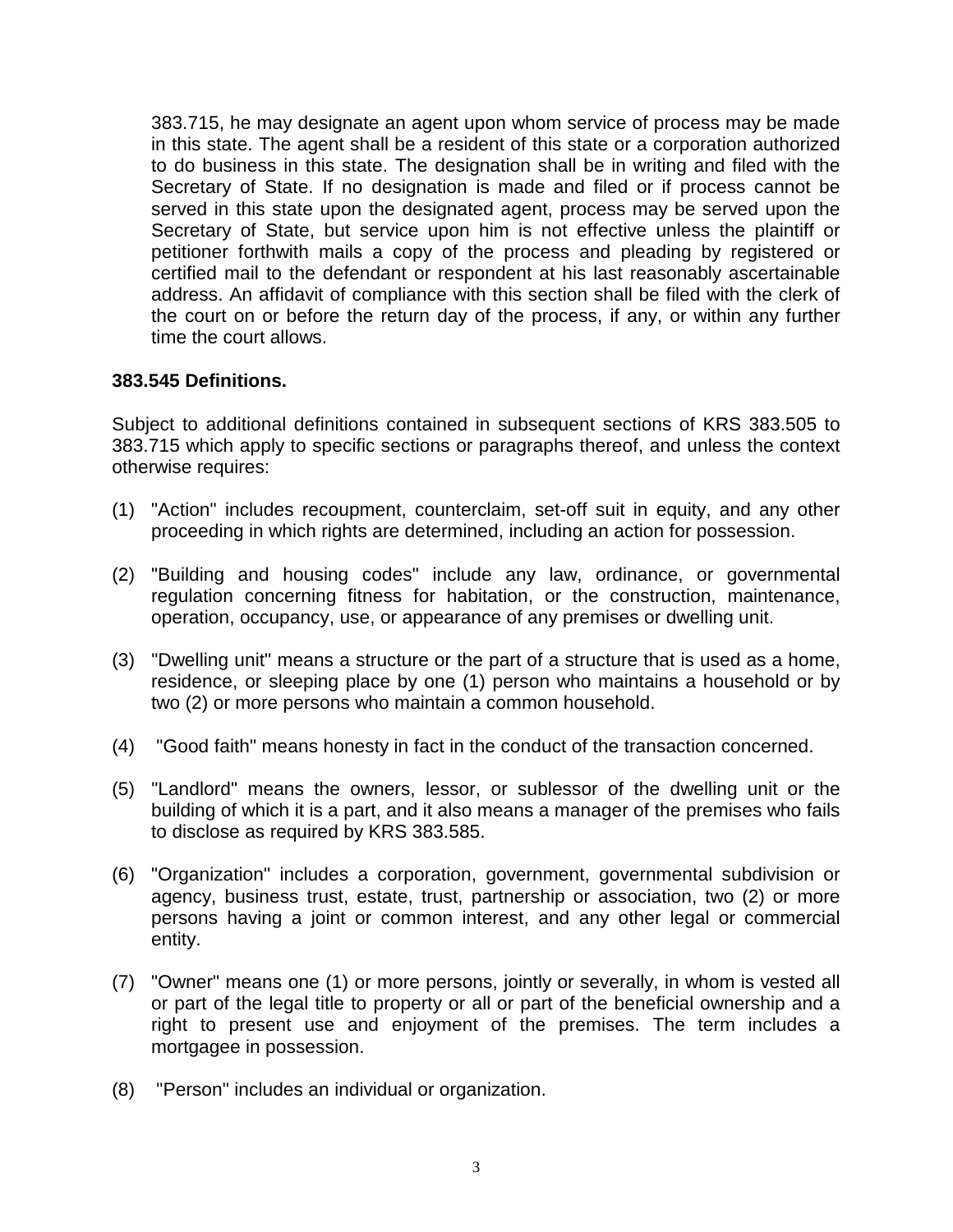383.715, he may designate an agent upon whom service of process may be made in this state. The agent shall be a resident of this state or a corporation authorized to do business in this state. The designation shall be in writing and filed with the Secretary of State. If no designation is made and filed or if process cannot be served in this state upon the designated agent, process may be served upon the Secretary of State, but service upon him is not effective unless the plaintiff or petitioner forthwith mails a copy of the process and pleading by registered or certified mail to the defendant or respondent at his last reasonably ascertainable address. An affidavit of compliance with this section shall be filed with the clerk of the court on or before the return day of the process, if any, or within any further time the court allows.

**383.545 Definitions.**

Subject to additional definitions contained in subsequent sections of KRS 383.505 to 383.715 which apply to specific sections or paragraphs thereof, and unless the context otherwise requires:

(1) "Action" includes recoupment, counterclaim, set-off suit in equity, and any other proceeding in which rights are determined, including an action for possession.

(2) "Building and housing codes" include any law, ordinance, or governmental regulation concerning fitness for habitation, or the construction, maintenance, operation, occupancy, use, or appearance of any premises or dwelling unit.

(3) "Dwelling unit" means a structure or the part of a structure that is used as a home, residence, or sleeping place by one (1) person who maintains a household or by two (2) or more persons who maintain a common household.

(4) "Good faith" means honesty in fact in the conduct of the transaction concerned.

(5) "Landlord" means the owners, lessor, or sublessor of the dwelling unit or the building of which it is a part, and it also means a manager of the premises who fails to disclose as required by KRS 383.585.

(6) "Organization" includes a corporation, government, governmental subdivision or agency, business trust, estate, trust, partnership or association, two (2) or more persons having a joint or common interest, and any other legal or commercial entity.

(7) "Owner" means one (1) or more persons, jointly or severally, in whom is vested all or part of the legal title to property or all or part of the beneficial ownership and a right to present use and enjoyment of the premises. The term includes a mortgagee in possession.

(8) "Person" includes an individual or organization.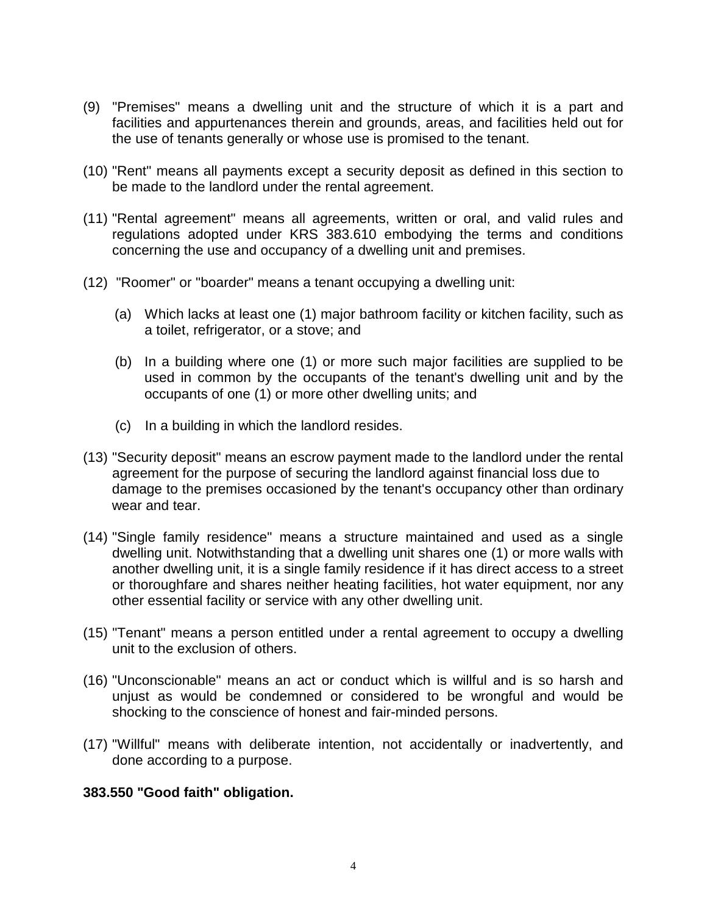(9) "Premises" means a dwelling unit and the structure of which it is a part and facilities and appurtenances therein and grounds, areas, and facilities held out for the use of tenants generally or whose use is promised to the tenant.

(10) "Rent" means all payments except a security deposit as defined in this section to be made to the landlord under the rental agreement.

(11) "Rental agreement" means all agreements, written or oral, and valid rules and regulations adopted under KRS 383.610 embodying the terms and conditions concerning the use and occupancy of a dwelling unit and premises.

(12) "Roomer" or "boarder" means a tenant occupying a dwelling unit:

(a) Which lacks at least one (1) major bathroom facility or kitchen facility, such as a toilet, refrigerator, or a stove; and

(b) In a building where one (1) or more such major facilities are supplied to be used in common by the occupants of the tenant's dwelling unit and by the occupants of one (1) or more other dwelling units; and

(c) In a building in which the landlord resides.

(13) "Security deposit" means an escrow payment made to the landlord under the rental agreement for the purpose of securing the landlord against financial loss due to damage to the premises occasioned by the tenant's occupancy other than ordinary wear and tear.

(14) "Single family residence" means a structure maintained and used as a single dwelling unit. Notwithstanding that a dwelling unit shares one (1) or more walls with another dwelling unit, it is a single family residence if it has direct access to a street or thoroughfare and shares neither heating facilities, hot water equipment, nor any other essential facility or service with any other dwelling unit.

(15) "Tenant" means a person entitled under a rental agreement to occupy a dwelling unit to the exclusion of others.

(16) "Unconscionable" means an act or conduct which is willful and is so harsh and unjust as would be condemned or considered to be wrongful and would be shocking to the conscience of honest and fair-minded persons.

(17) "Willful" means with deliberate intention, not accidentally or inadvertently, and done according to a purpose.

**383.550 "Good faith" obligation.**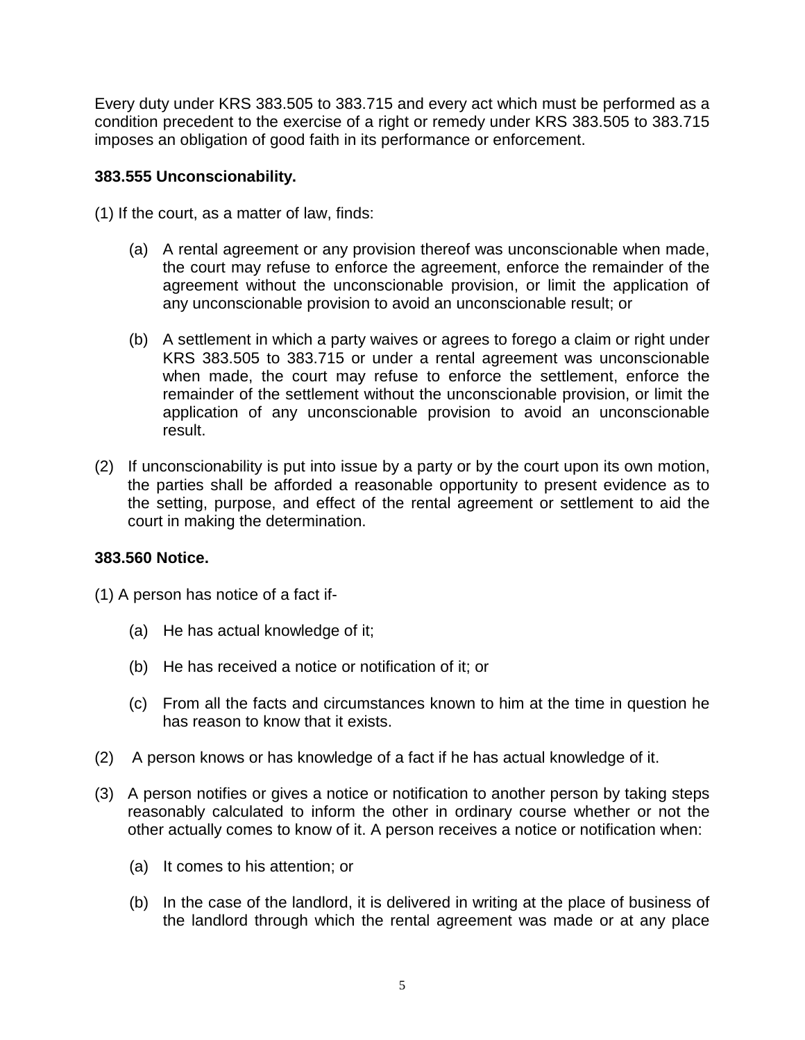Every duty under KRS 383.505 to 383.715 and every act which must be performed as a condition precedent to the exercise of a right or remedy under KRS 383.505 to 383.715 imposes an obligation of good faith in its performance or enforcement.

**383.555 Unconscionability.**

(1) If the court, as a matter of law, finds:

- (a) A rental agreement or any provision thereof was unconscionable when made, the court may refuse to enforce the agreement, enforce the remainder of the agreement without the unconscionable provision, or limit the application of any unconscionable provision to avoid an unconscionable result; or
- (b) A settlement in which a party waives or agrees to forego a claim or right under KRS 383.505 to 383.715 or under a rental agreement was unconscionable when made, the court may refuse to enforce the settlement, enforce the remainder of the settlement without the unconscionable provision, or limit the application of any unconscionable provision to avoid an unconscionable result.

(2) If unconscionability is put into issue by a party or by the court upon its own motion, the parties shall be afforded a reasonable opportunity to present evidence as to the setting, purpose, and effect of the rental agreement or settlement to aid the court in making the determination.

**383.560 Notice.**

(1) A person has notice of a fact if-

- (a) He has actual knowledge of it;
- (b) He has received a notice or notification of it; or
- (c) From all the facts and circumstances known to him at the time in question he has reason to know that it exists.

(2) A person knows or has knowledge of a fact if he has actual knowledge of it.

(3) A person notifies or gives a notice or notification to another person by taking steps reasonably calculated to inform the other in ordinary course whether or not the other actually comes to know of it. A person receives a notice or notification when:

- (a) It comes to his attention; or
- (b) In the case of the landlord, it is delivered in writing at the place of business of the landlord through which the rental agreement was made or at any place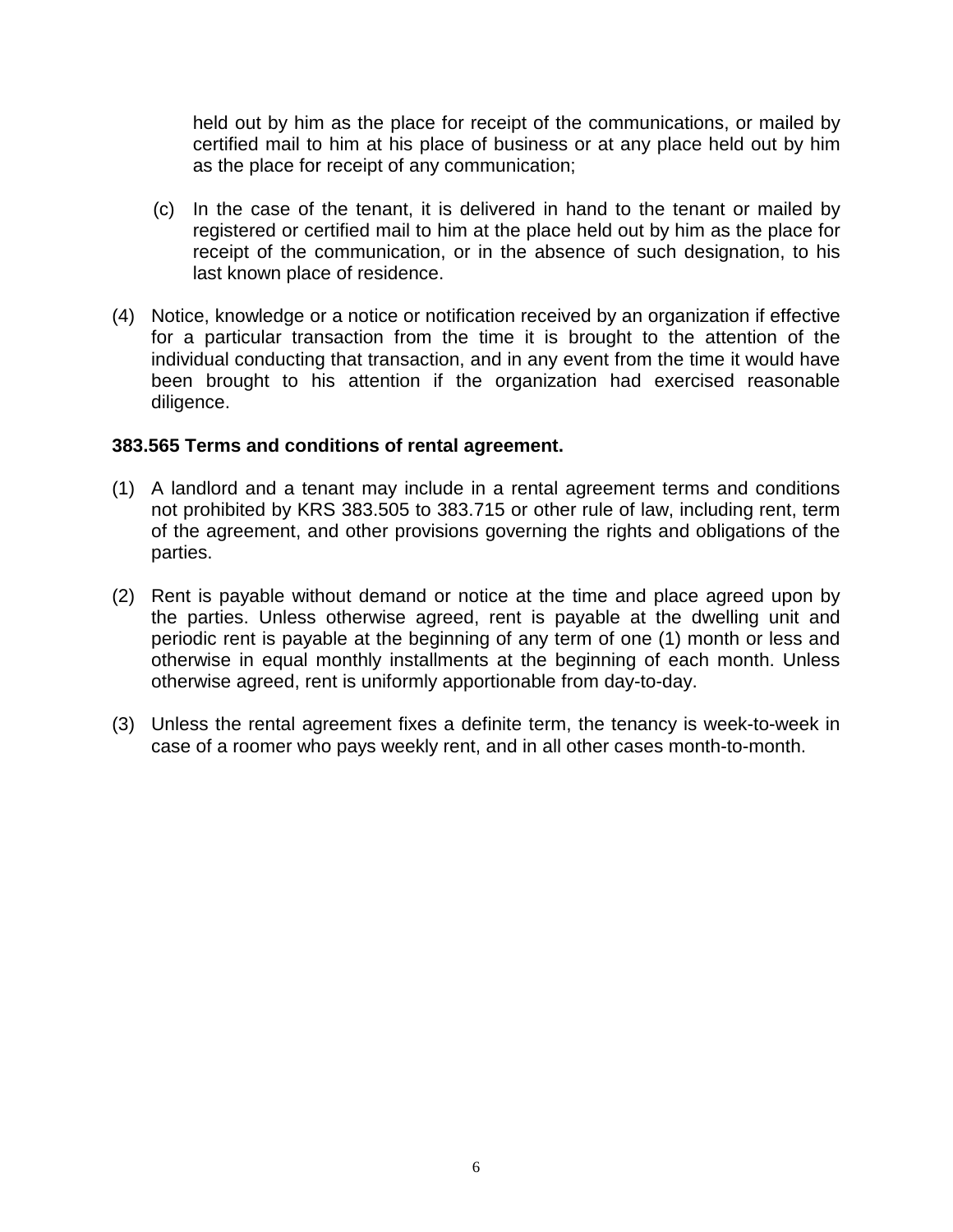held out by him as the place for receipt of the communications, or mailed by certified mail to him at his place of business or at any place held out by him as the place for receipt of any communication;

(c) In the case of the tenant, it is delivered in hand to the tenant or mailed by registered or certified mail to him at the place held out by him as the place for receipt of the communication, or in the absence of such designation, to his last known place of residence.

(4) Notice, knowledge or a notice or notification received by an organization if effective for a particular transaction from the time it is brought to the attention of the individual conducting that transaction, and in any event from the time it would have been brought to his attention if the organization had exercised reasonable diligence.

**383.565 Terms and conditions of rental agreement.**

(1) A landlord and a tenant may include in a rental agreement terms and conditions not prohibited by KRS 383.505 to 383.715 or other rule of law, including rent, term of the agreement, and other provisions governing the rights and obligations of the parties.

(2) Rent is payable without demand or notice at the time and place agreed upon by the parties. Unless otherwise agreed, rent is payable at the dwelling unit and periodic rent is payable at the beginning of any term of one (1) month or less and otherwise in equal monthly installments at the beginning of each month. Unless otherwise agreed, rent is uniformly apportionable from day-to-day.

(3) Unless the rental agreement fixes a definite term, the tenancy is week-to-week in case of a roomer who pays weekly rent, and in all other cases month-to-month.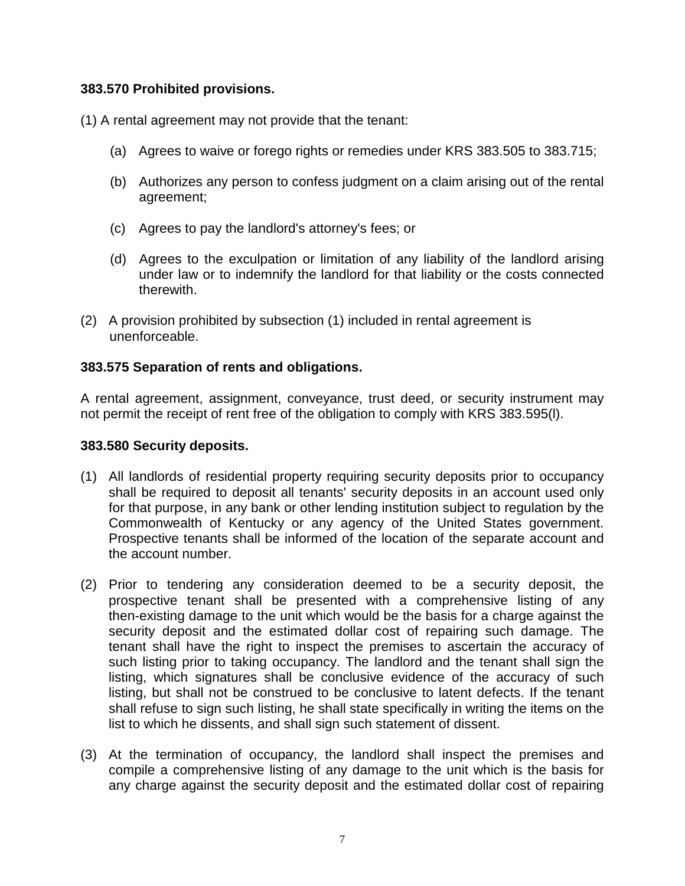**383.570 Prohibited provisions.**

(1) A rental agreement may not provide that the tenant:

(a) Agrees to waive or forego rights or remedies under KRS 383.505 to 383.715;

(b) Authorizes any person to confess judgment on a claim arising out of the rental agreement;

(c) Agrees to pay the landlord's attorney's fees; or

(d) Agrees to the exculpation or limitation of any liability of the landlord arising under law or to indemnify the landlord for that liability or the costs connected therewith.

(2) A provision prohibited by subsection (1) included in rental agreement is unenforceable.

**383.575 Separation of rents and obligations.**

A rental agreement, assignment, conveyance, trust deed, or security instrument may not permit the receipt of rent free of the obligation to comply with KRS 383.595(l).

**383.580 Security deposits.**

(1) All landlords of residential property requiring security deposits prior to occupancy shall be required to deposit all tenants' security deposits in an account used only for that purpose, in any bank or other lending institution subject to regulation by the Commonwealth of Kentucky or any agency of the United States government. Prospective tenants shall be informed of the location of the separate account and the account number.

(2) Prior to tendering any consideration deemed to be a security deposit, the prospective tenant shall be presented with a comprehensive listing of any then-existing damage to the unit which would be the basis for a charge against the security deposit and the estimated dollar cost of repairing such damage. The tenant shall have the right to inspect the premises to ascertain the accuracy of such listing prior to taking occupancy. The landlord and the tenant shall sign the listing, which signatures shall be conclusive evidence of the accuracy of such listing, but shall not be construed to be conclusive to latent defects. If the tenant shall refuse to sign such listing, he shall state specifically in writing the items on the list to which he dissents, and shall sign such statement of dissent.

(3) At the termination of occupancy, the landlord shall inspect the premises and compile a comprehensive listing of any damage to the unit which is the basis for any charge against the security deposit and the estimated dollar cost of repairing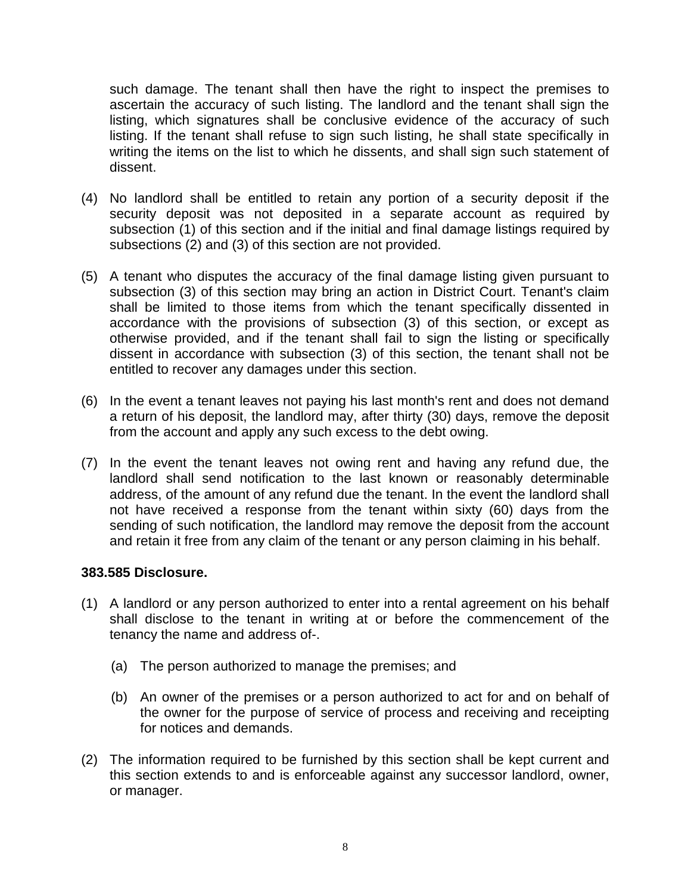such damage. The tenant shall then have the right to inspect the premises to ascertain the accuracy of such listing. The landlord and the tenant shall sign the listing, which signatures shall be conclusive evidence of the accuracy of such listing. If the tenant shall refuse to sign such listing, he shall state specifically in writing the items on the list to which he dissents, and shall sign such statement of dissent.

(4) No landlord shall be entitled to retain any portion of a security deposit if the security deposit was not deposited in a separate account as required by subsection (1) of this section and if the initial and final damage listings required by subsections (2) and (3) of this section are not provided.

(5) A tenant who disputes the accuracy of the final damage listing given pursuant to subsection (3) of this section may bring an action in District Court. Tenant's claim shall be limited to those items from which the tenant specifically dissented in accordance with the provisions of subsection (3) of this section, or except as otherwise provided, and if the tenant shall fail to sign the listing or specifically dissent in accordance with subsection (3) of this section, the tenant shall not be entitled to recover any damages under this section.

(6) In the event a tenant leaves not paying his last month's rent and does not demand a return of his deposit, the landlord may, after thirty (30) days, remove the deposit from the account and apply any such excess to the debt owing.

(7) In the event the tenant leaves not owing rent and having any refund due, the landlord shall send notification to the last known or reasonably determinable address, of the amount of any refund due the tenant. In the event the landlord shall not have received a response from the tenant within sixty (60) days from the sending of such notification, the landlord may remove the deposit from the account and retain it free from any claim of the tenant or any person claiming in his behalf.

**383.585 Disclosure.**

(1) A landlord or any person authorized to enter into a rental agreement on his behalf shall disclose to the tenant in writing at or before the commencement of the tenancy the name and address of-.

(a) The person authorized to manage the premises; and

(b) An owner of the premises or a person authorized to act for and on behalf of the owner for the purpose of service of process and receiving and receipting for notices and demands.

(2) The information required to be furnished by this section shall be kept current and this section extends to and is enforceable against any successor landlord, owner, or manager.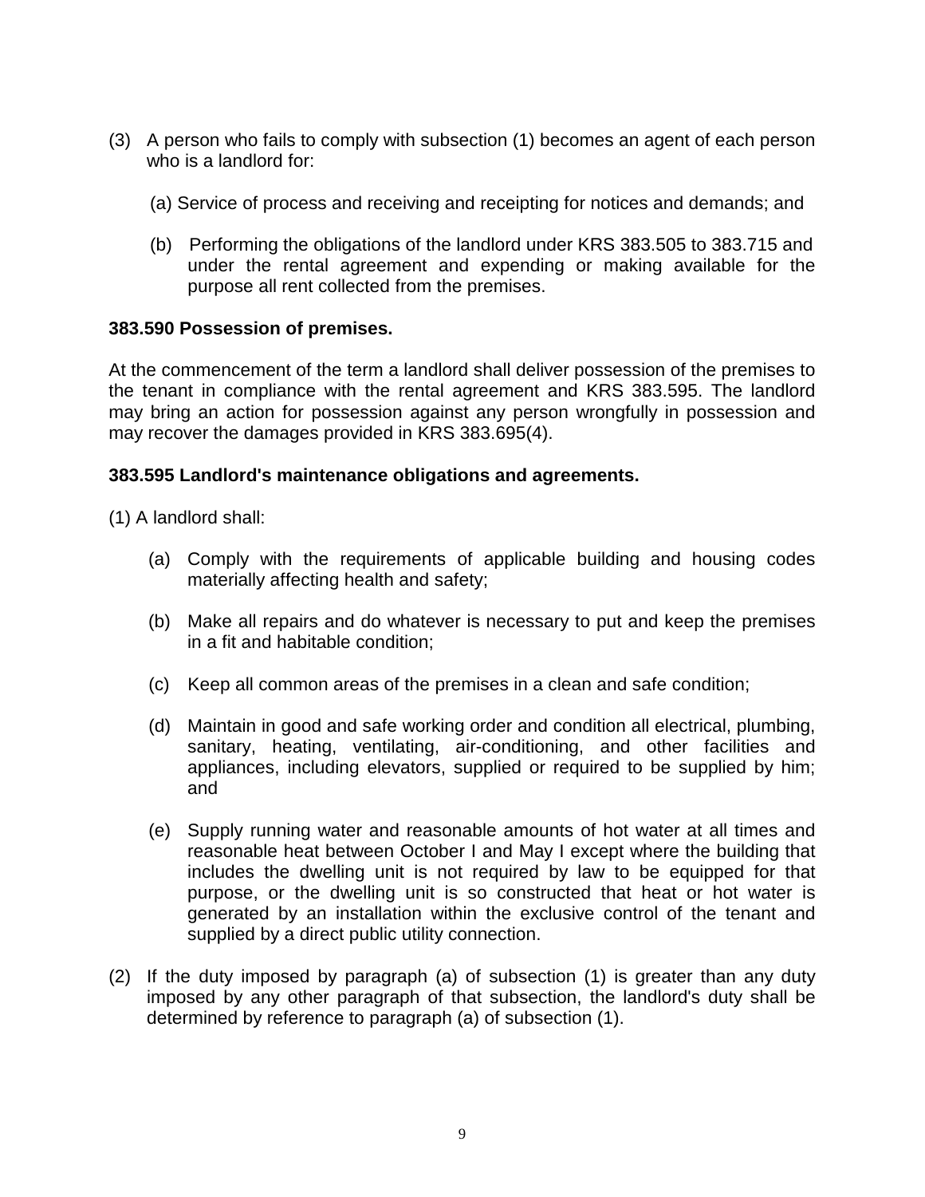(3) A person who fails to comply with subsection (1) becomes an agent of each person who is a landlord for:

(a) Service of process and receiving and receipting for notices and demands; and

(b) Performing the obligations of the landlord under KRS 383.505 to 383.715 and under the rental agreement and expending or making available for the purpose all rent collected from the premises.

**383.590 Possession of premises.**

At the commencement of the term a landlord shall deliver possession of the premises to the tenant in compliance with the rental agreement and KRS 383.595. The landlord may bring an action for possession against any person wrongfully in possession and may recover the damages provided in KRS 383.695(4).

**383.595 Landlord's maintenance obligations and agreements.**

(1) A landlord shall:

(a) Comply with the requirements of applicable building and housing codes materially affecting health and safety;

(b) Make all repairs and do whatever is necessary to put and keep the premises in a fit and habitable condition;

(c) Keep all common areas of the premises in a clean and safe condition;

(d) Maintain in good and safe working order and condition all electrical, plumbing, sanitary, heating, ventilating, air-conditioning, and other facilities and appliances, including elevators, supplied or required to be supplied by him; and

(e) Supply running water and reasonable amounts of hot water at all times and reasonable heat between October I and May I except where the building that includes the dwelling unit is not required by law to be equipped for that purpose, or the dwelling unit is so constructed that heat or hot water is generated by an installation within the exclusive control of the tenant and supplied by a direct public utility connection.

(2) If the duty imposed by paragraph (a) of subsection (1) is greater than any duty imposed by any other paragraph of that subsection, the landlord's duty shall be determined by reference to paragraph (a) of subsection (1).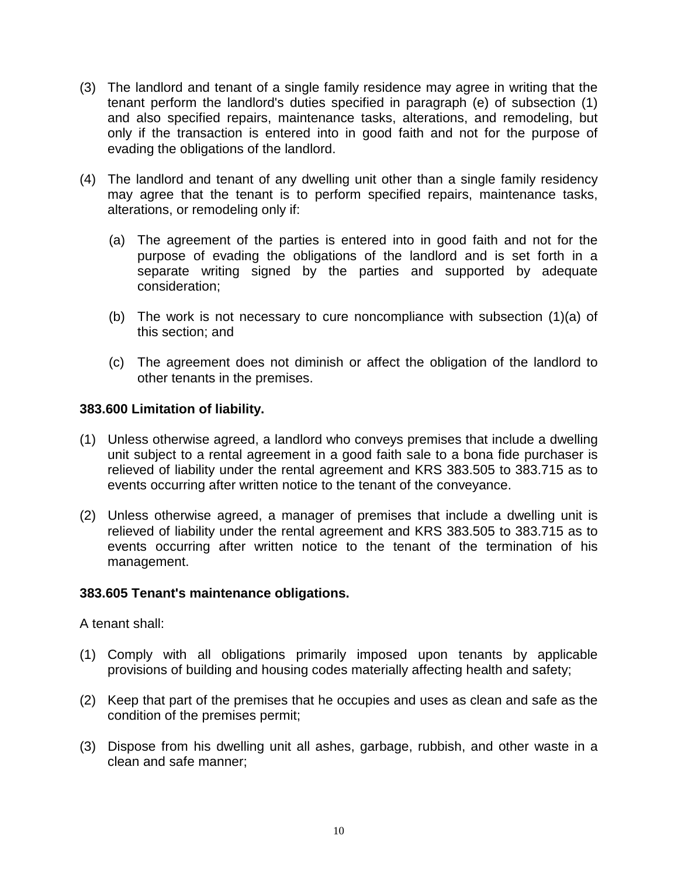(3) The landlord and tenant of a single family residence may agree in writing that the tenant perform the landlord's duties specified in paragraph (e) of subsection (1) and also specified repairs, maintenance tasks, alterations, and remodeling, but only if the transaction is entered into in good faith and not for the purpose of evading the obligations of the landlord.

(4) The landlord and tenant of any dwelling unit other than a single family residency may agree that the tenant is to perform specified repairs, maintenance tasks, alterations, or remodeling only if:

  (a) The agreement of the parties is entered into in good faith and not for the purpose of evading the obligations of the landlord and is set forth in a separate writing signed by the parties and supported by adequate consideration;

  (b) The work is not necessary to cure noncompliance with subsection (1)(a) of this section; and

  (c) The agreement does not diminish or affect the obligation of the landlord to other tenants in the premises.

**383.600 Limitation of liability.**

(1) Unless otherwise agreed, a landlord who conveys premises that include a dwelling unit subject to a rental agreement in a good faith sale to a bona fide purchaser is relieved of liability under the rental agreement and KRS 383.505 to 383.715 as to events occurring after written notice to the tenant of the conveyance.

(2) Unless otherwise agreed, a manager of premises that include a dwelling unit is relieved of liability under the rental agreement and KRS 383.505 to 383.715 as to events occurring after written notice to the tenant of the termination of his management.

**383.605 Tenant's maintenance obligations.**

A tenant shall:

(1) Comply with all obligations primarily imposed upon tenants by applicable provisions of building and housing codes materially affecting health and safety;

(2) Keep that part of the premises that he occupies and uses as clean and safe as the condition of the premises permit;

(3) Dispose from his dwelling unit all ashes, garbage, rubbish, and other waste in a clean and safe manner;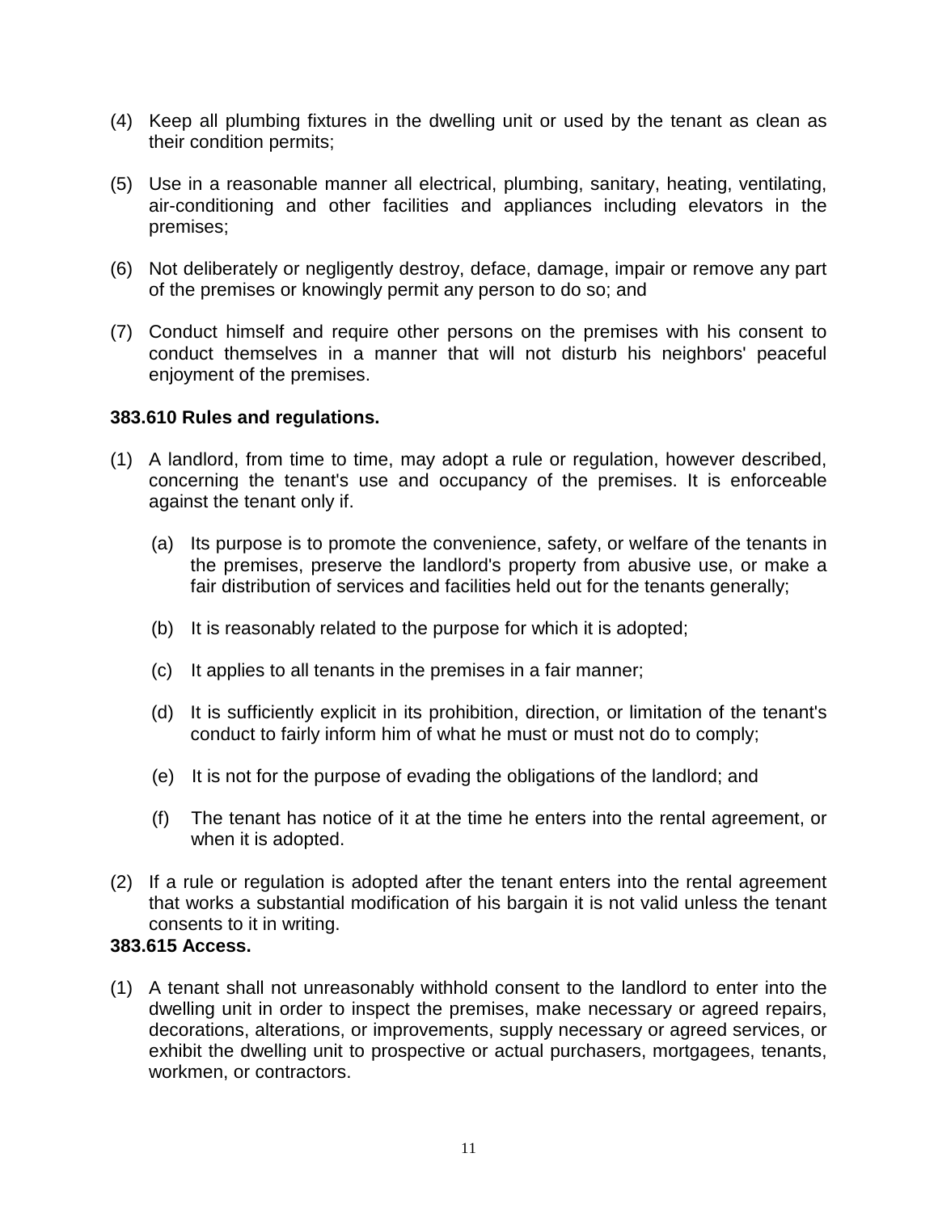(4) Keep all plumbing fixtures in the dwelling unit or used by the tenant as clean as their condition permits;

(5) Use in a reasonable manner all electrical, plumbing, sanitary, heating, ventilating, air-conditioning and other facilities and appliances including elevators in the premises;

(6) Not deliberately or negligently destroy, deface, damage, impair or remove any part of the premises or knowingly permit any person to do so; and

(7) Conduct himself and require other persons on the premises with his consent to conduct themselves in a manner that will not disturb his neighbors' peaceful enjoyment of the premises.

**383.610 Rules and regulations.**

(1) A landlord, from time to time, may adopt a rule or regulation, however described, concerning the tenant's use and occupancy of the premises. It is enforceable against the tenant only if.

  (a) Its purpose is to promote the convenience, safety, or welfare of the tenants in the premises, preserve the landlord's property from abusive use, or make a fair distribution of services and facilities held out for the tenants generally;

  (b) It is reasonably related to the purpose for which it is adopted;

  (c) It applies to all tenants in the premises in a fair manner;

  (d) It is sufficiently explicit in its prohibition, direction, or limitation of the tenant's conduct to fairly inform him of what he must or must not do to comply;

  (e) It is not for the purpose of evading the obligations of the landlord; and

  (f) The tenant has notice of it at the time he enters into the rental agreement, or when it is adopted.

(2) If a rule or regulation is adopted after the tenant enters into the rental agreement that works a substantial modification of his bargain it is not valid unless the tenant consents to it in writing.

**383.615 Access.**

(1) A tenant shall not unreasonably withhold consent to the landlord to enter into the dwelling unit in order to inspect the premises, make necessary or agreed repairs, decorations, alterations, or improvements, supply necessary or agreed services, or exhibit the dwelling unit to prospective or actual purchasers, mortgagees, tenants, workmen, or contractors.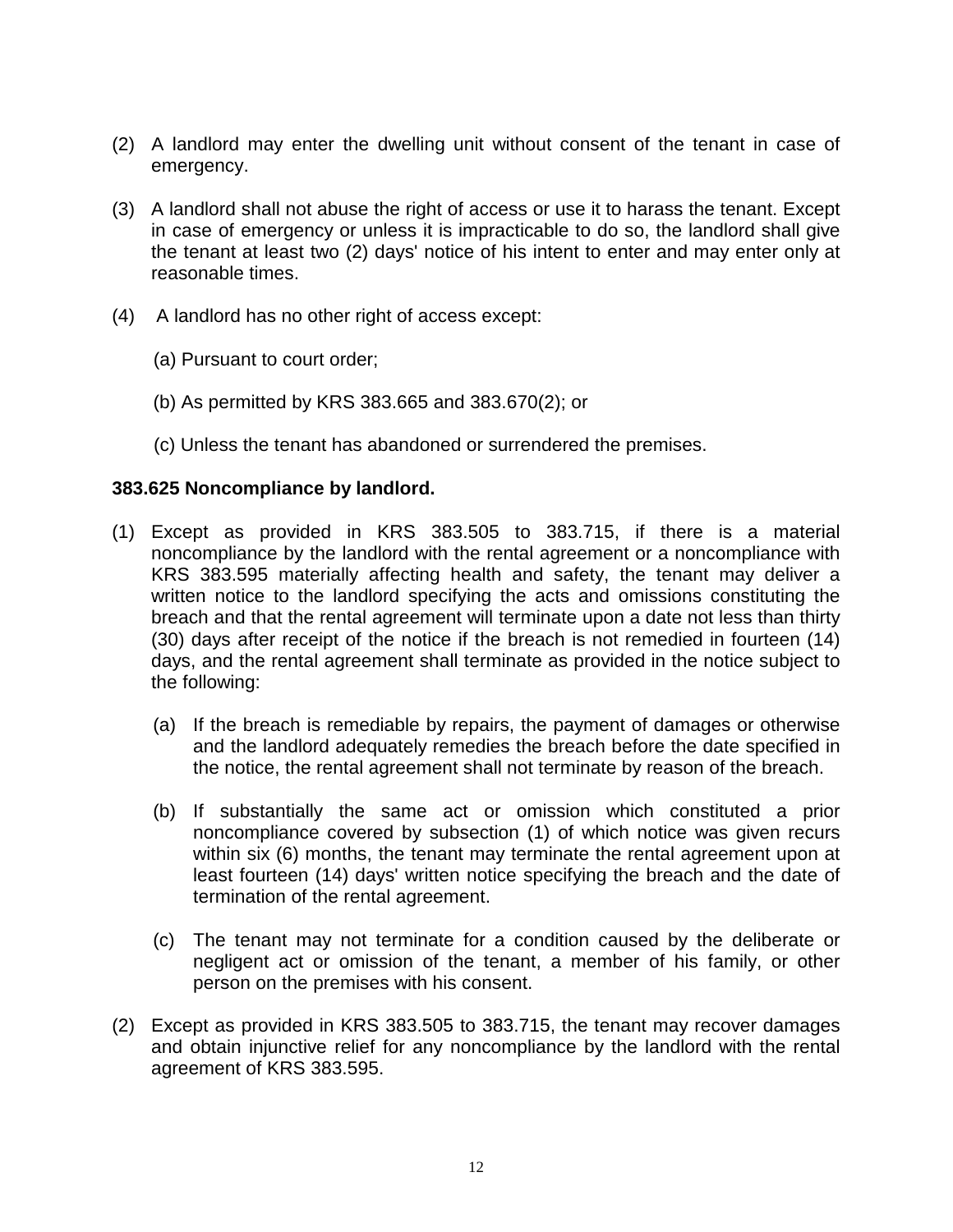(2) A landlord may enter the dwelling unit without consent of the tenant in case of emergency.

(3) A landlord shall not abuse the right of access or use it to harass the tenant. Except in case of emergency or unless it is impracticable to do so, the landlord shall give the tenant at least two (2) days' notice of his intent to enter and may enter only at reasonable times.

(4) A landlord has no other right of access except:

(a) Pursuant to court order;

(b) As permitted by KRS 383.665 and 383.670(2); or

(c) Unless the tenant has abandoned or surrendered the premises.

**383.625 Noncompliance by landlord.**

(1) Except as provided in KRS 383.505 to 383.715, if there is a material noncompliance by the landlord with the rental agreement or a noncompliance with KRS 383.595 materially affecting health and safety, the tenant may deliver a written notice to the landlord specifying the acts and omissions constituting the breach and that the rental agreement will terminate upon a date not less than thirty (30) days after receipt of the notice if the breach is not remedied in fourteen (14) days, and the rental agreement shall terminate as provided in the notice subject to the following:

   (a) If the breach is remediable by repairs, the payment of damages or otherwise and the landlord adequately remedies the breach before the date specified in the notice, the rental agreement shall not terminate by reason of the breach.

   (b) If substantially the same act or omission which constituted a prior noncompliance covered by subsection (1) of which notice was given recurs within six (6) months, the tenant may terminate the rental agreement upon at least fourteen (14) days' written notice specifying the breach and the date of termination of the rental agreement.

   (c) The tenant may not terminate for a condition caused by the deliberate or negligent act or omission of the tenant, a member of his family, or other person on the premises with his consent.

(2) Except as provided in KRS 383.505 to 383.715, the tenant may recover damages and obtain injunctive relief for any noncompliance by the landlord with the rental agreement of KRS 383.595.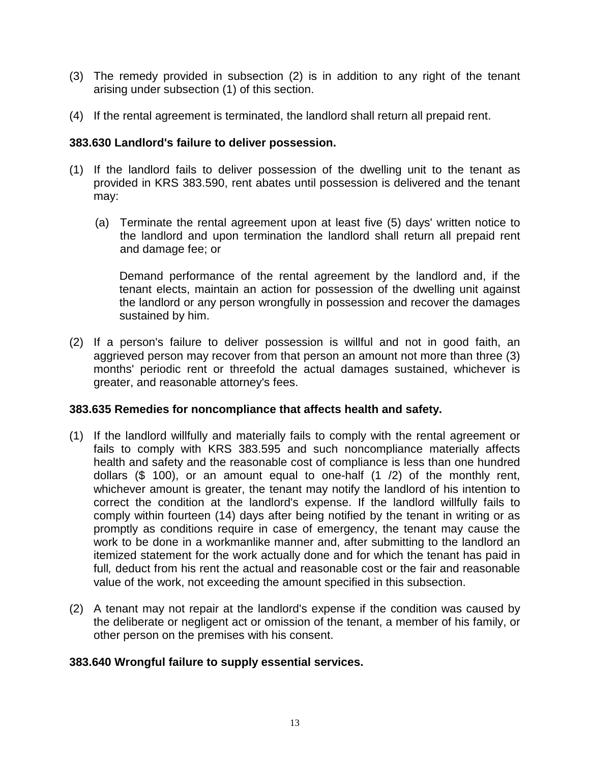(3) The remedy provided in subsection (2) is in addition to any right of the tenant arising under subsection (1) of this section.

(4) If the rental agreement is terminated, the landlord shall return all prepaid rent.

**383.630 Landlord's failure to deliver possession.**

(1) If the landlord fails to deliver possession of the dwelling unit to the tenant as provided in KRS 383.590, rent abates until possession is delivered and the tenant may:

   (a) Terminate the rental agreement upon at least five (5) days' written notice to the landlord and upon termination the landlord shall return all prepaid rent and damage fee; or

   Demand performance of the rental agreement by the landlord and, if the tenant elects, maintain an action for possession of the dwelling unit against the landlord or any person wrongfully in possession and recover the damages sustained by him.

(2) If a person's failure to deliver possession is willful and not in good faith, an aggrieved person may recover from that person an amount not more than three (3) months' periodic rent or threefold the actual damages sustained, whichever is greater, and reasonable attorney's fees.

**383.635 Remedies for noncompliance that affects health and safety.**

(1) If the landlord willfully and materially fails to comply with the rental agreement or fails to comply with KRS 383.595 and such noncompliance materially affects health and safety and the reasonable cost of compliance is less than one hundred dollars ($ 100), or an amount equal to one-half (1 /2) of the monthly rent, whichever amount is greater, the tenant may notify the landlord of his intention to correct the condition at the landlord's expense. If the landlord willfully fails to comply within fourteen (14) days after being notified by the tenant in writing or as promptly as conditions require in case of emergency, the tenant may cause the work to be done in a workmanlike manner and, after submitting to the landlord an itemized statement for the work actually done and for which the tenant has paid in full*,* deduct from his rent the actual and reasonable cost or the fair and reasonable value of the work, not exceeding the amount specified in this subsection.

(2) A tenant may not repair at the landlord's expense if the condition was caused by the deliberate or negligent act or omission of the tenant, a member of his family, or other person on the premises with his consent.

**383.640 Wrongful failure to supply essential services.**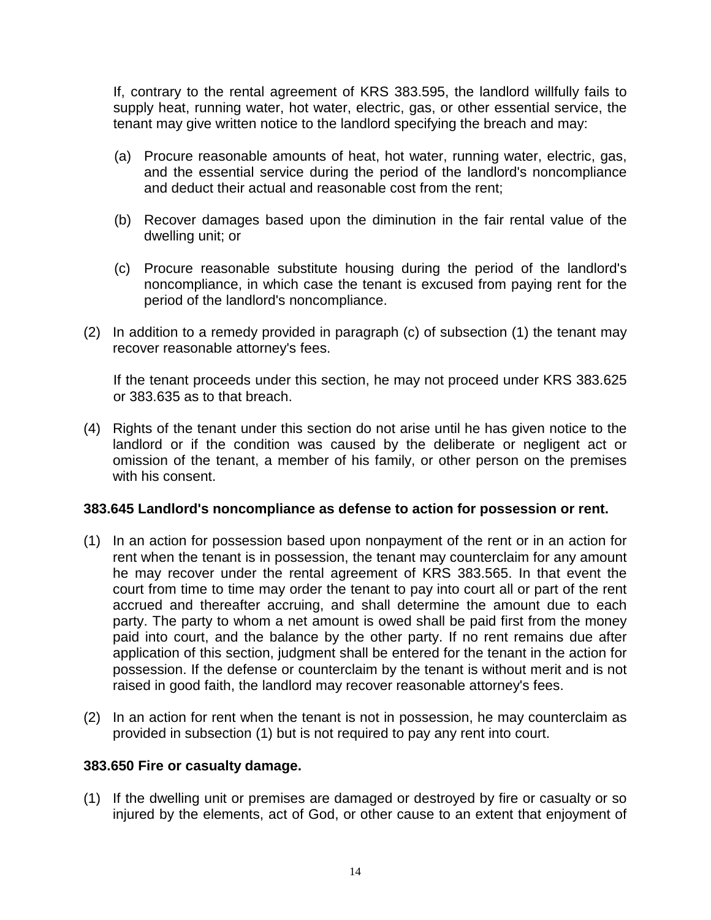If, contrary to the rental agreement of KRS 383.595, the landlord willfully fails to supply heat, running water, hot water, electric, gas, or other essential service, the tenant may give written notice to the landlord specifying the breach and may:

(a) Procure reasonable amounts of heat, hot water, running water, electric, gas, and the essential service during the period of the landlord's noncompliance and deduct their actual and reasonable cost from the rent;

(b) Recover damages based upon the diminution in the fair rental value of the dwelling unit; or

(c) Procure reasonable substitute housing during the period of the landlord's noncompliance, in which case the tenant is excused from paying rent for the period of the landlord's noncompliance.

(2) In addition to a remedy provided in paragraph (c) of subsection (1) the tenant may recover reasonable attorney's fees.

If the tenant proceeds under this section, he may not proceed under KRS 383.625 or 383.635 as to that breach.

(4) Rights of the tenant under this section do not arise until he has given notice to the landlord or if the condition was caused by the deliberate or negligent act or omission of the tenant, a member of his family, or other person on the premises with his consent.

**383.645 Landlord's noncompliance as defense to action for possession or rent.**

(1) In an action for possession based upon nonpayment of the rent or in an action for rent when the tenant is in possession, the tenant may counterclaim for any amount he may recover under the rental agreement of KRS 383.565. In that event the court from time to time may order the tenant to pay into court all or part of the rent accrued and thereafter accruing, and shall determine the amount due to each party. The party to whom a net amount is owed shall be paid first from the money paid into court, and the balance by the other party. If no rent remains due after application of this section, judgment shall be entered for the tenant in the action for possession. If the defense or counterclaim by the tenant is without merit and is not raised in good faith, the landlord may recover reasonable attorney's fees.

(2) In an action for rent when the tenant is not in possession, he may counterclaim as provided in subsection (1) but is not required to pay any rent into court.

**383.650 Fire or casualty damage.**

(1) If the dwelling unit or premises are damaged or destroyed by fire or casualty or so injured by the elements, act of God, or other cause to an extent that enjoyment of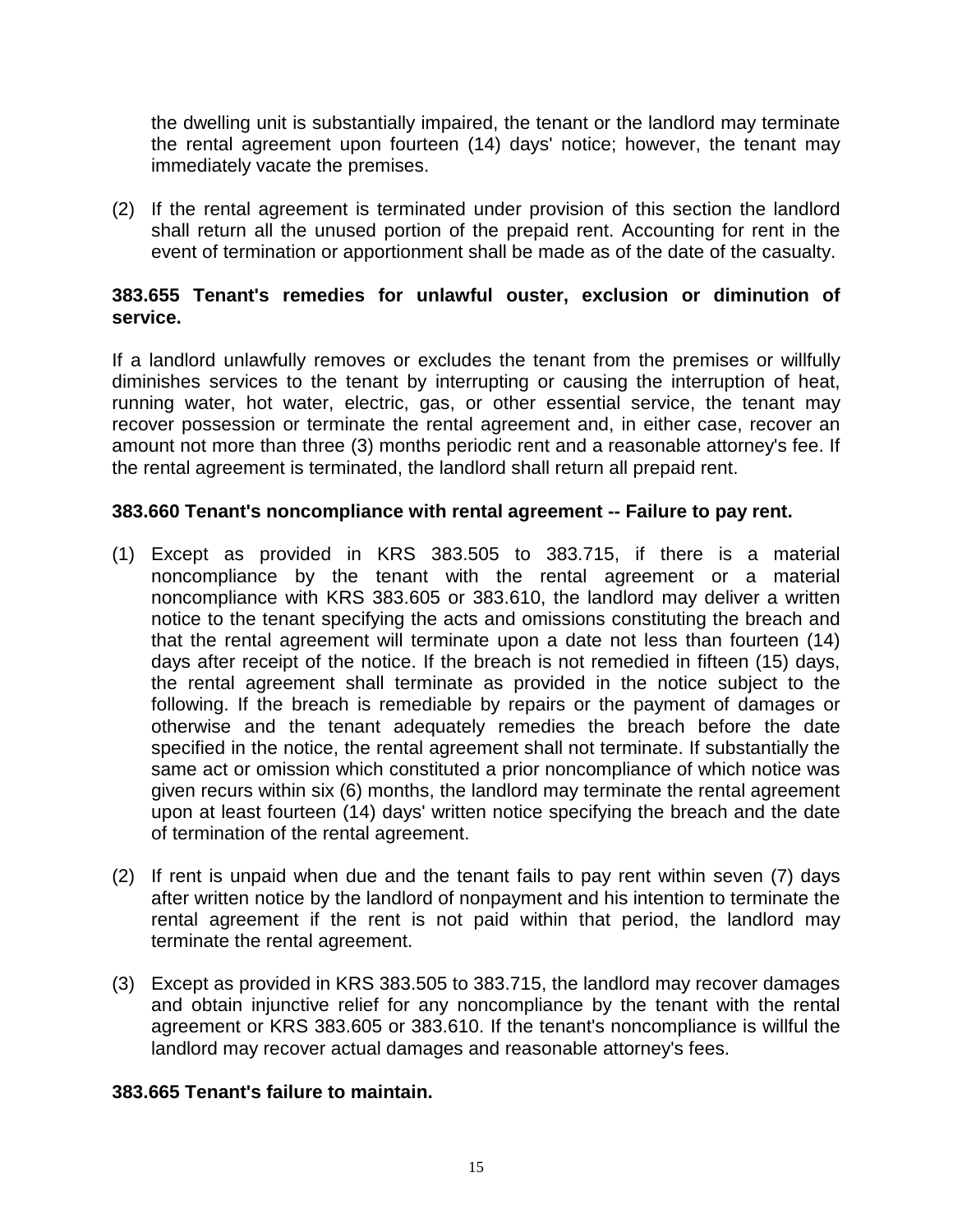the dwelling unit is substantially impaired, the tenant or the landlord may terminate the rental agreement upon fourteen (14) days' notice; however, the tenant may immediately vacate the premises.

(2) If the rental agreement is terminated under provision of this section the landlord shall return all the unused portion of the prepaid rent. Accounting for rent in the event of termination or apportionment shall be made as of the date of the casualty.

**383.655 Tenant's remedies for unlawful ouster, exclusion or diminution of service.**

If a landlord unlawfully removes or excludes the tenant from the premises or willfully diminishes services to the tenant by interrupting or causing the interruption of heat, running water, hot water, electric, gas, or other essential service, the tenant may recover possession or terminate the rental agreement and, in either case, recover an amount not more than three (3) months periodic rent and a reasonable attorney's fee. If the rental agreement is terminated, the landlord shall return all prepaid rent.

**383.660 Tenant's noncompliance with rental agreement -- Failure to pay rent.**

(1) Except as provided in KRS 383.505 to 383.715, if there is a material noncompliance by the tenant with the rental agreement or a material noncompliance with KRS 383.605 or 383.610, the landlord may deliver a written notice to the tenant specifying the acts and omissions constituting the breach and that the rental agreement will terminate upon a date not less than fourteen (14) days after receipt of the notice. If the breach is not remedied in fifteen (15) days, the rental agreement shall terminate as provided in the notice subject to the following. If the breach is remediable by repairs or the payment of damages or otherwise and the tenant adequately remedies the breach before the date specified in the notice, the rental agreement shall not terminate. If substantially the same act or omission which constituted a prior noncompliance of which notice was given recurs within six (6) months, the landlord may terminate the rental agreement upon at least fourteen (14) days' written notice specifying the breach and the date of termination of the rental agreement.

(2) If rent is unpaid when due and the tenant fails to pay rent within seven (7) days after written notice by the landlord of nonpayment and his intention to terminate the rental agreement if the rent is not paid within that period, the landlord may terminate the rental agreement.

(3) Except as provided in KRS 383.505 to 383.715, the landlord may recover damages and obtain injunctive relief for any noncompliance by the tenant with the rental agreement or KRS 383.605 or 383.610. If the tenant's noncompliance is willful the landlord may recover actual damages and reasonable attorney's fees.

**383.665 Tenant's failure to maintain.**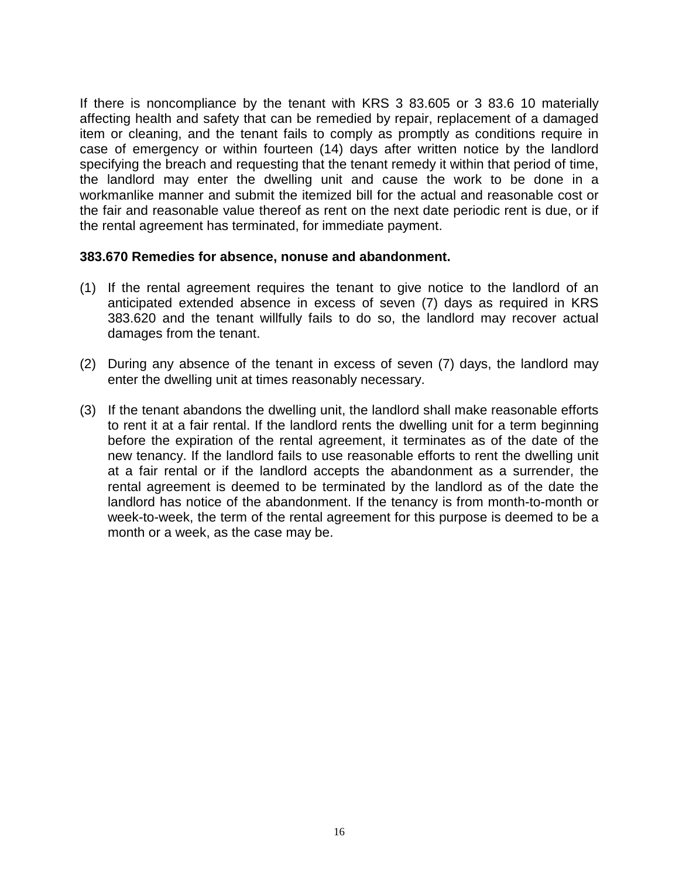If there is noncompliance by the tenant with KRS 3 83.605 or 3 83.6 10 materially affecting health and safety that can be remedied by repair, replacement of a damaged item or cleaning, and the tenant fails to comply as promptly as conditions require in case of emergency or within fourteen (14) days after written notice by the landlord specifying the breach and requesting that the tenant remedy it within that period of time, the landlord may enter the dwelling unit and cause the work to be done in a workmanlike manner and submit the itemized bill for the actual and reasonable cost or the fair and reasonable value thereof as rent on the next date periodic rent is due, or if the rental agreement has terminated, for immediate payment.

**383.670 Remedies for absence, nonuse and abandonment.**

(1) If the rental agreement requires the tenant to give notice to the landlord of an anticipated extended absence in excess of seven (7) days as required in KRS 383.620 and the tenant willfully fails to do so, the landlord may recover actual damages from the tenant.

(2) During any absence of the tenant in excess of seven (7) days, the landlord may enter the dwelling unit at times reasonably necessary.

(3) If the tenant abandons the dwelling unit, the landlord shall make reasonable efforts to rent it at a fair rental. If the landlord rents the dwelling unit for a term beginning before the expiration of the rental agreement, it terminates as of the date of the new tenancy. If the landlord fails to use reasonable efforts to rent the dwelling unit at a fair rental or if the landlord accepts the abandonment as a surrender, the rental agreement is deemed to be terminated by the landlord as of the date the landlord has notice of the abandonment. If the tenancy is from month-to-month or week-to-week, the term of the rental agreement for this purpose is deemed to be a month or a week, as the case may be.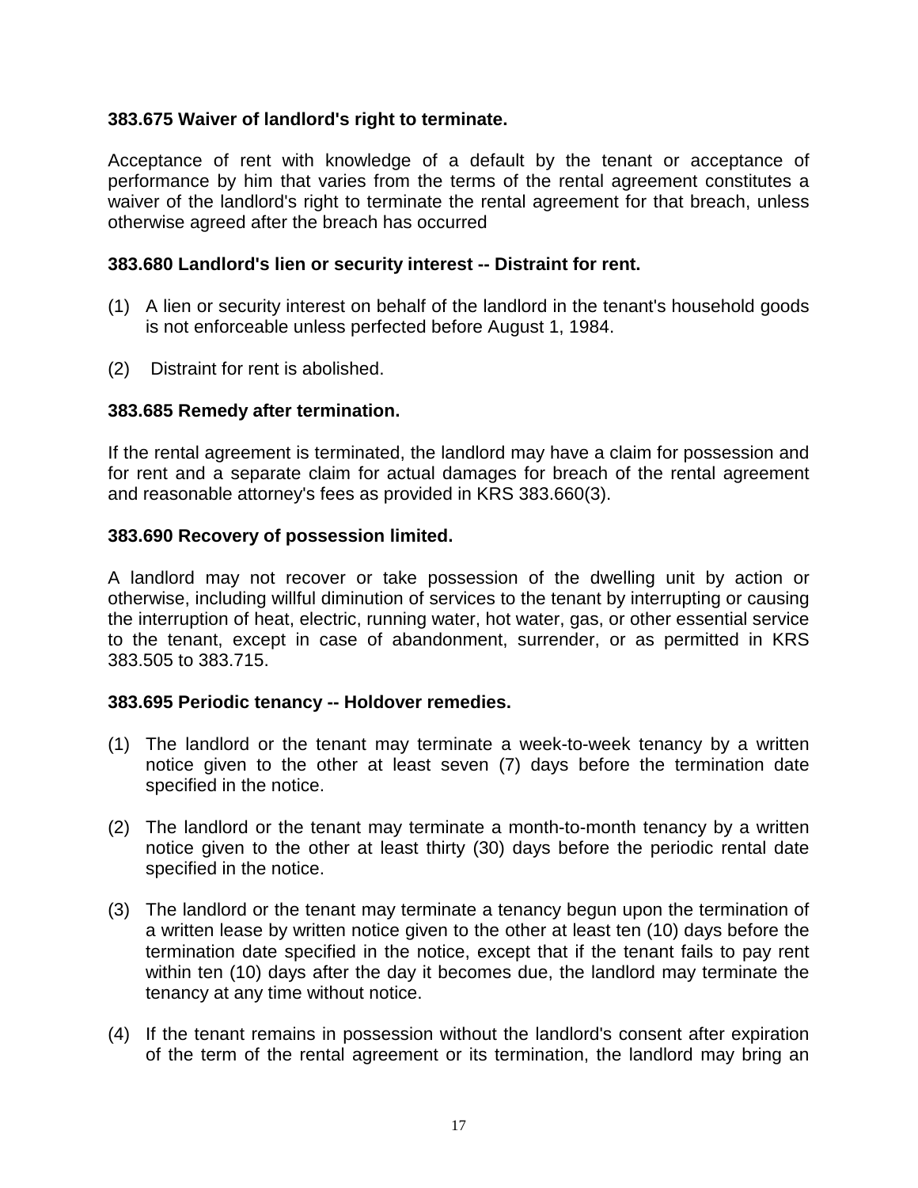**383.675 Waiver of landlord's right to terminate.**

Acceptance of rent with knowledge of a default by the tenant or acceptance of performance by him that varies from the terms of the rental agreement constitutes a waiver of the landlord's right to terminate the rental agreement for that breach, unless otherwise agreed after the breach has occurred

**383.680 Landlord's lien or security interest -- Distraint for rent.**

(1) A lien or security interest on behalf of the landlord in the tenant's household goods is not enforceable unless perfected before August 1, 1984.

(2) Distraint for rent is abolished.

**383.685 Remedy after termination.**

If the rental agreement is terminated, the landlord may have a claim for possession and for rent and a separate claim for actual damages for breach of the rental agreement and reasonable attorney's fees as provided in KRS 383.660(3).

**383.690 Recovery of possession limited.**

A landlord may not recover or take possession of the dwelling unit by action or otherwise, including willful diminution of services to the tenant by interrupting or causing the interruption of heat, electric, running water, hot water, gas, or other essential service to the tenant, except in case of abandonment, surrender, or as permitted in KRS 383.505 to 383.715.

**383.695 Periodic tenancy -- Holdover remedies.**

(1) The landlord or the tenant may terminate a week-to-week tenancy by a written notice given to the other at least seven (7) days before the termination date specified in the notice.

(2) The landlord or the tenant may terminate a month-to-month tenancy by a written notice given to the other at least thirty (30) days before the periodic rental date specified in the notice.

(3) The landlord or the tenant may terminate a tenancy begun upon the termination of a written lease by written notice given to the other at least ten (10) days before the termination date specified in the notice, except that if the tenant fails to pay rent within ten (10) days after the day it becomes due, the landlord may terminate the tenancy at any time without notice.

(4) If the tenant remains in possession without the landlord's consent after expiration of the term of the rental agreement or its termination, the landlord may bring an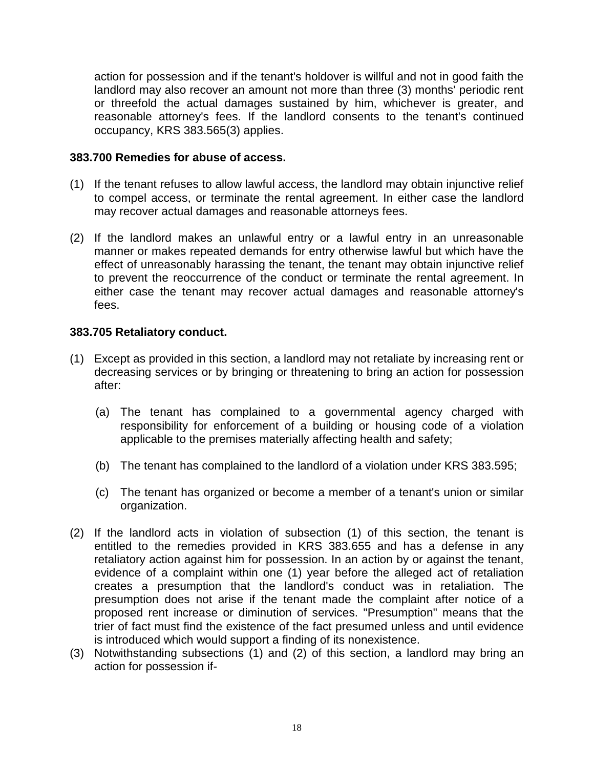action for possession and if the tenant's holdover is willful and not in good faith the landlord may also recover an amount not more than three (3) months' periodic rent or threefold the actual damages sustained by him, whichever is greater, and reasonable attorney's fees. If the landlord consents to the tenant's continued occupancy, KRS 383.565(3) applies.

**383.700 Remedies for abuse of access.**

(1) If the tenant refuses to allow lawful access, the landlord may obtain injunctive relief to compel access, or terminate the rental agreement. In either case the landlord may recover actual damages and reasonable attorneys fees.

(2) If the landlord makes an unlawful entry or a lawful entry in an unreasonable manner or makes repeated demands for entry otherwise lawful but which have the effect of unreasonably harassing the tenant, the tenant may obtain injunctive relief to prevent the reoccurrence of the conduct or terminate the rental agreement. In either case the tenant may recover actual damages and reasonable attorney's fees.

**383.705 Retaliatory conduct.**

(1) Except as provided in this section, a landlord may not retaliate by increasing rent or decreasing services or by bringing or threatening to bring an action for possession after:

    (a) The tenant has complained to a governmental agency charged with responsibility for enforcement of a building or housing code of a violation applicable to the premises materially affecting health and safety;

    (b) The tenant has complained to the landlord of a violation under KRS 383.595;

    (c) The tenant has organized or become a member of a tenant's union or similar organization.

(2) If the landlord acts in violation of subsection (1) of this section, the tenant is entitled to the remedies provided in KRS 383.655 and has a defense in any retaliatory action against him for possession. In an action by or against the tenant, evidence of a complaint within one (1) year before the alleged act of retaliation creates a presumption that the landlord's conduct was in retaliation. The presumption does not arise if the tenant made the complaint after notice of a proposed rent increase or diminution of services. "Presumption" means that the trier of fact must find the existence of the fact presumed unless and until evidence is introduced which would support a finding of its nonexistence.

(3) Notwithstanding subsections (1) and (2) of this section, a landlord may bring an action for possession if-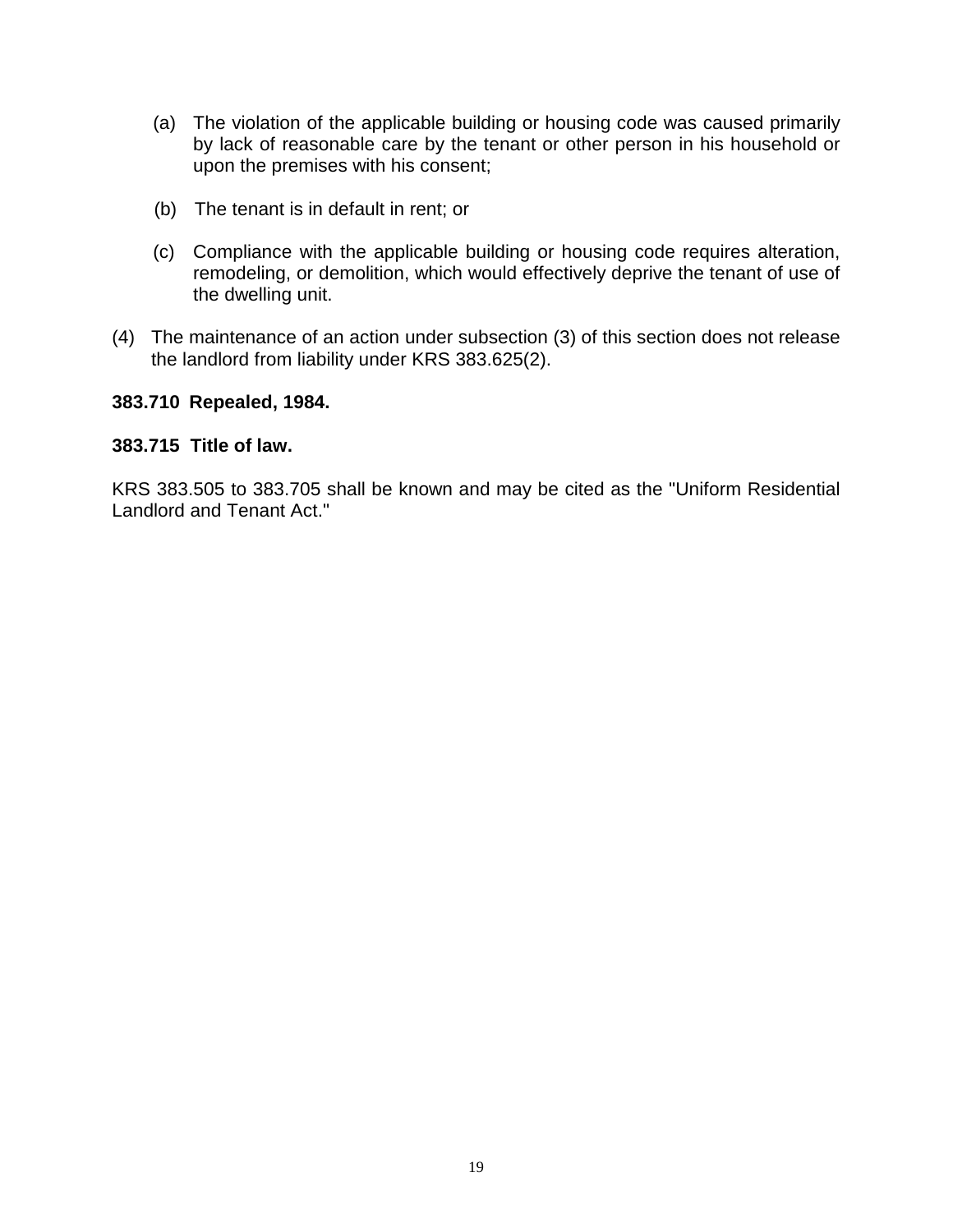(a) The violation of the applicable building or housing code was caused primarily by lack of reasonable care by the tenant or other person in his household or upon the premises with his consent;

(b) The tenant is in default in rent; or

(c) Compliance with the applicable building or housing code requires alteration, remodeling, or demolition, which would effectively deprive the tenant of use of the dwelling unit.

(4) The maintenance of an action under subsection (3) of this section does not release the landlord from liability under KRS 383.625(2).

**383.710 Repealed, 1984.**

**383.715 Title of law.**

KRS 383.505 to 383.705 shall be known and may be cited as the "Uniform Residential Landlord and Tenant Act."